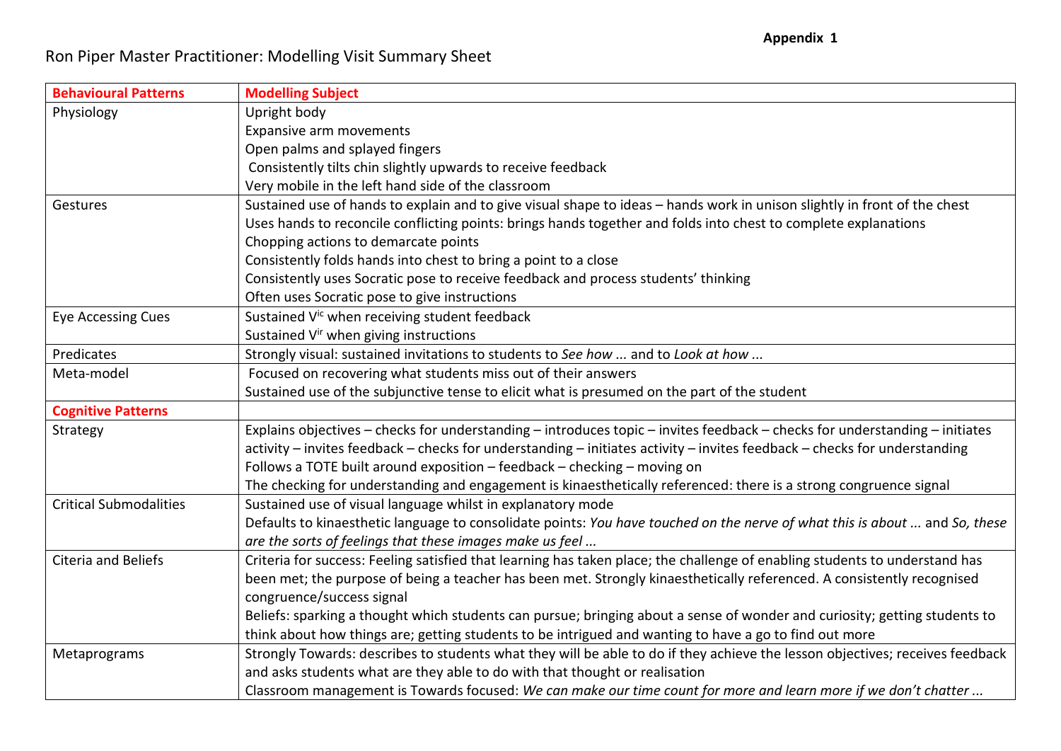Appendix 1

# Ron Piper Master Practitioner: Modelling Visit Summary Sheet

| **Behavioural Patterns** | **Modelling Subject** |
|---|---|
| Physiology | Upright body<br>Expansive arm movements<br>Open palms and splayed fingers<br>Consistently tilts chin slightly upwards to receive feedback<br>Very mobile in the left hand side of the classroom |
| Gestures | Sustained use of hands to explain and to give visual shape to ideas – hands work in unison slightly in front of the chest<br>Uses hands to reconcile conflicting points: brings hands together and folds into chest to complete explanations<br>Chopping actions to demarcate points<br>Consistently folds hands into chest to bring a point to a close<br>Consistently uses Socratic pose to receive feedback and process students' thinking<br>Often uses Socratic pose to give instructions |
| Eye Accessing Cues | Sustained $V^{ic}$ when receiving student feedback<br>Sustained $V^{ir}$ when giving instructions |
| Predicates | Strongly visual: sustained invitations to students to *See how ...* and to *Look at how ...* |
| Meta-model | Focused on recovering what students miss out of their answers<br>Sustained use of the subjunctive tense to elicit what is presumed on the part of the student |
| **Cognitive Patterns** | |
| Strategy | Explains objectives – checks for understanding – introduces topic – invites feedback – checks for understanding – initiates activity – invites feedback – checks for understanding – initiates activity – invites feedback – checks for understanding<br>Follows a TOTE built around exposition – feedback – checking – moving on<br>The checking for understanding and engagement is kinaesthetically referenced: there is a strong congruence signal |
| Critical Submodalities | Sustained use of visual language whilst in explanatory mode<br>Defaults to kinaesthetic language to consolidate points: *You have touched on the nerve of what this is about ...* and *So, these are the sorts of feelings that these images make us feel ...* |
| Citeria and Beliefs | Criteria for success: Feeling satisfied that learning has taken place; the challenge of enabling students to understand has been met; the purpose of being a teacher has been met. Strongly kinaesthetically referenced. A consistently recognised congruence/success signal<br>Beliefs: sparking a thought which students can pursue; bringing about a sense of wonder and curiosity; getting students to think about how things are; getting students to be intrigued and wanting to have a go to find out more |
| Metaprograms | Strongly Towards: describes to students what they will be able to do if they achieve the lesson objectives; receives feedback and asks students what are they able to do with that thought or realisation<br>Classroom management is Towards focused: *We can make our time count for more and learn more if we don't chatter ...* |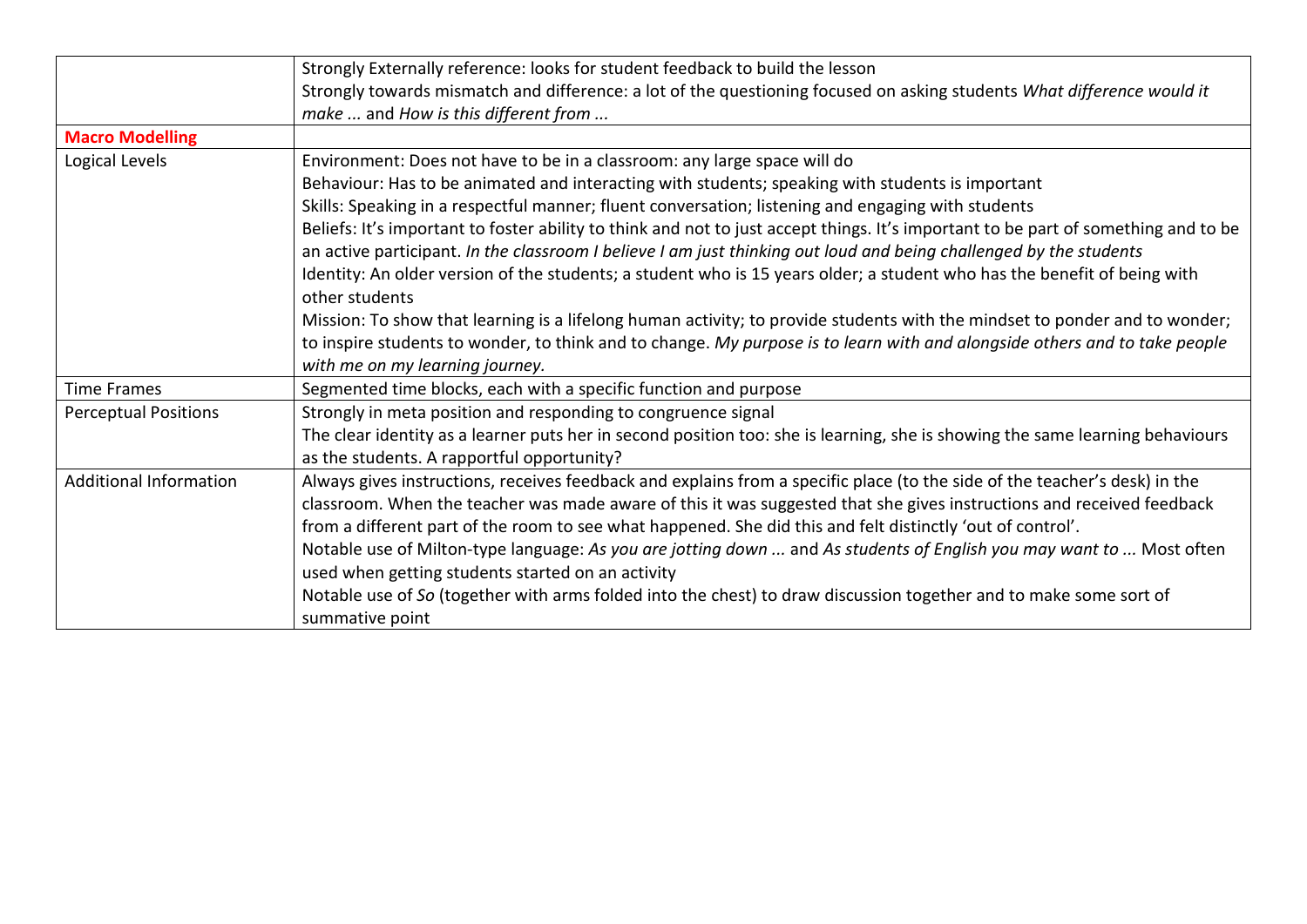| | |
|---|---|
| | Strongly Externally reference: looks for student feedback to build the lesson<br>Strongly towards mismatch and difference: a lot of the questioning focused on asking students *What difference would it make ...* and *How is this different from ...* |
| **Macro Modelling** | |
| Logical Levels | Environment: Does not have to be in a classroom: any large space will do<br>Behaviour: Has to be animated and interacting with students; speaking with students is important<br>Skills: Speaking in a respectful manner; fluent conversation; listening and engaging with students<br>Beliefs: It's important to foster ability to think and not to just accept things. It's important to be part of something and to be an active participant. *In the classroom I believe I am just thinking out loud and being challenged by the students*<br>Identity: An older version of the students; a student who is 15 years older; a student who has the benefit of being with other students<br>Mission: To show that learning is a lifelong human activity; to provide students with the mindset to ponder and to wonder; to inspire students to wonder, to think and to change. *My purpose is to learn with and alongside others and to take people with me on my learning journey.* |
| Time Frames | Segmented time blocks, each with a specific function and purpose |
| Perceptual Positions | Strongly in meta position and responding to congruence signal<br>The clear identity as a learner puts her in second position too: she is learning, she is showing the same learning behaviours as the students. A rapportful opportunity? |
| Additional Information | Always gives instructions, receives feedback and explains from a specific place (to the side of the teacher's desk) in the classroom. When the teacher was made aware of this it was suggested that she gives instructions and received feedback from a different part of the room to see what happened. She did this and felt distinctly 'out of control'.<br>Notable use of Milton-type language: *As you are jotting down ...* and *As students of English you may want to ...* Most often used when getting students started on an activity<br>Notable use of *So* (together with arms folded into the chest) to draw discussion together and to make some sort of summative point |